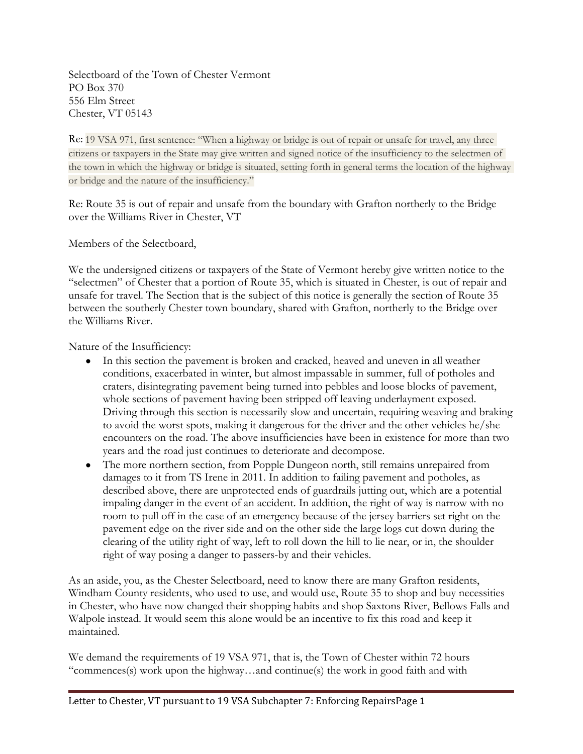Selectboard of the Town of Chester Vermont
PO Box 370
556 Elm Street
Chester, VT 05143

Re: 19 VSA 971, first sentence: "When a highway or bridge is out of repair or unsafe for travel, any three citizens or taxpayers in the State may give written and signed notice of the insufficiency to the selectmen of the town in which the highway or bridge is situated, setting forth in general terms the location of the highway or bridge and the nature of the insufficiency."

Re: Route 35 is out of repair and unsafe from the boundary with Grafton northerly to the Bridge over the Williams River in Chester, VT

Members of the Selectboard,

We the undersigned citizens or taxpayers of the State of Vermont hereby give written notice to the "selectmen" of Chester that a portion of Route 35, which is situated in Chester, is out of repair and unsafe for travel. The Section that is the subject of this notice is generally the section of Route 35 between the southerly Chester town boundary, shared with Grafton, northerly to the Bridge over the Williams River.

Nature of the Insufficiency:

- In this section the pavement is broken and cracked, heaved and uneven in all weather conditions, exacerbated in winter, but almost impassable in summer, full of potholes and craters, disintegrating pavement being turned into pebbles and loose blocks of pavement, whole sections of pavement having been stripped off leaving underlayment exposed. Driving through this section is necessarily slow and uncertain, requiring weaving and braking to avoid the worst spots, making it dangerous for the driver and the other vehicles he/she encounters on the road. The above insufficiencies have been in existence for more than two years and the road just continues to deteriorate and decompose.
- The more northern section, from Popple Dungeon north, still remains unrepaired from damages to it from TS Irene in 2011. In addition to failing pavement and potholes, as described above, there are unprotected ends of guardrails jutting out, which are a potential impaling danger in the event of an accident. In addition, the right of way is narrow with no room to pull off in the case of an emergency because of the jersey barriers set right on the pavement edge on the river side and on the other side the large logs cut down during the clearing of the utility right of way, left to roll down the hill to lie near, or in, the shoulder right of way posing a danger to passers-by and their vehicles.

As an aside, you, as the Chester Selectboard, need to know there are many Grafton residents, Windham County residents, who used to use, and would use, Route 35 to shop and buy necessities in Chester, who have now changed their shopping habits and shop Saxtons River, Bellows Falls and Walpole instead. It would seem this alone would be an incentive to fix this road and keep it maintained.

We demand the requirements of 19 VSA 971, that is, the Town of Chester within 72 hours "commences(s) work upon the highway…and continue(s) the work in good faith and with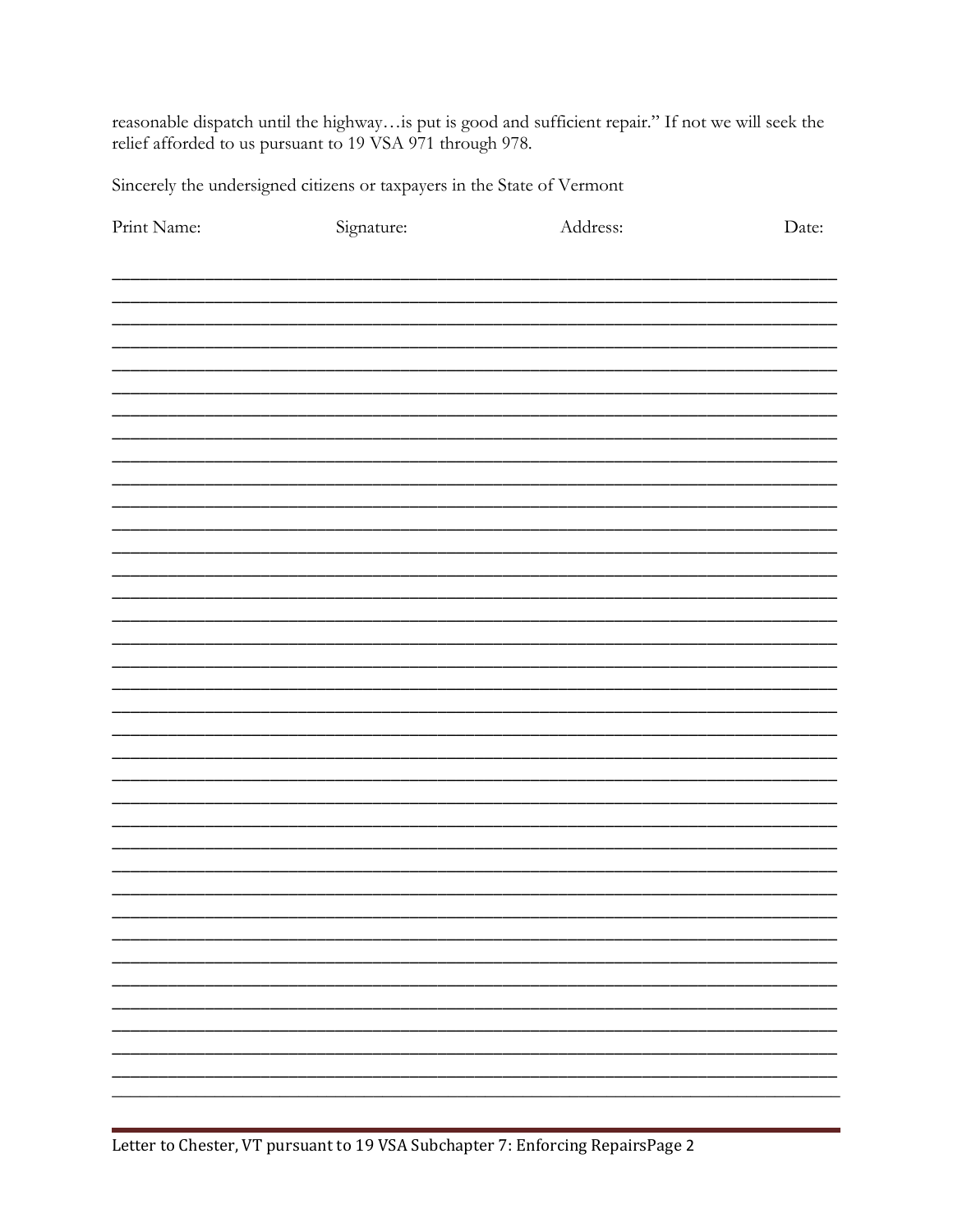reasonable dispatch until the highway…is put is good and sufficient repair." If not we will seek the relief afforded to us pursuant to 19 VSA 971 through 978.

Sincerely the undersigned citizens or taxpayers in the State of Vermont

| Print Name: | Signature: | Address: | Date: |
| --- | --- | --- | --- |
| | | | |
| | | | |
| | | | |
| | | | |
| | | | |
| | | | |
| | | | |
| | | | |
| | | | |
| | | | |
| | | | |
| | | | |
| | | | |
| | | | |
| | | | |
| | | | |
| | | | |
| | | | |
| | | | |
| | | | |
| | | | |
| | | | |
| | | | |
| | | | |
| | | | |
| | | | |
| | | | |
| | | | |
| | | | |
| | | | |
| | | | |
| | | | |
| | | | |
| | | | |
| | | | |
| | | | |
| | | | |
| | | | |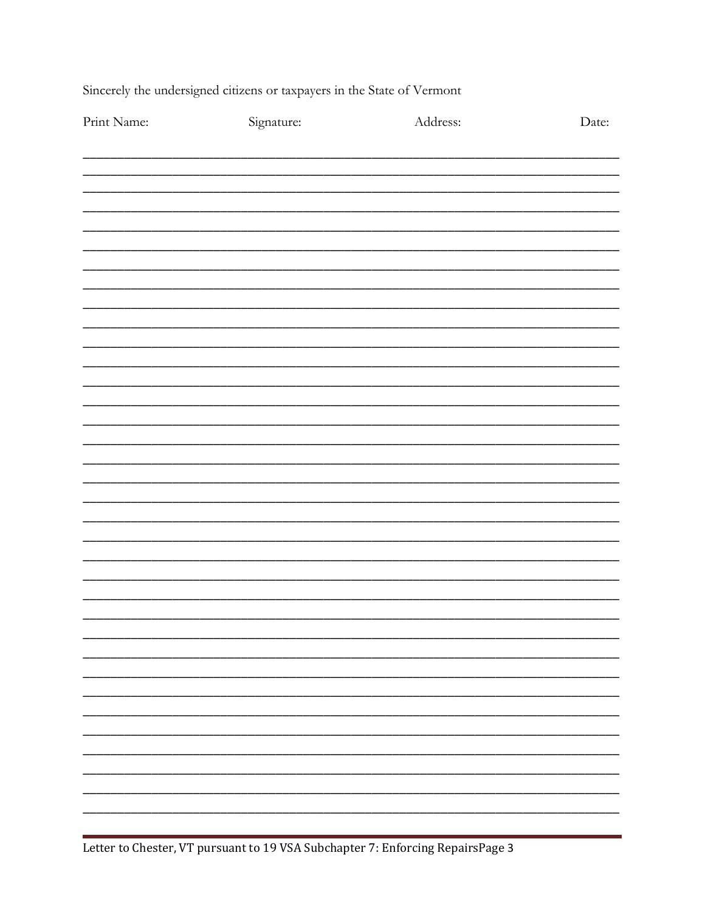Sincerely the undersigned citizens or taxpayers in the State of Vermont

| Print Name: | Signature: | Address: | Date: |
| --- | --- | --- | --- |
| | | | |
| | | | |
| | | | |
| | | | |
| | | | |
| | | | |
| | | | |
| | | | |
| | | | |
| | | | |
| | | | |
| | | | |
| | | | |
| | | | |
| | | | |
| | | | |
| | | | |
| | | | |
| | | | |
| | | | |
| | | | |
| | | | |
| | | | |
| | | | |
| | | | |
| | | | |
| | | | |
| | | | |
| | | | |
| | | | |
| | | | |
| | | | |
| | | | |
| | | | |
| | | | |
| | | | |